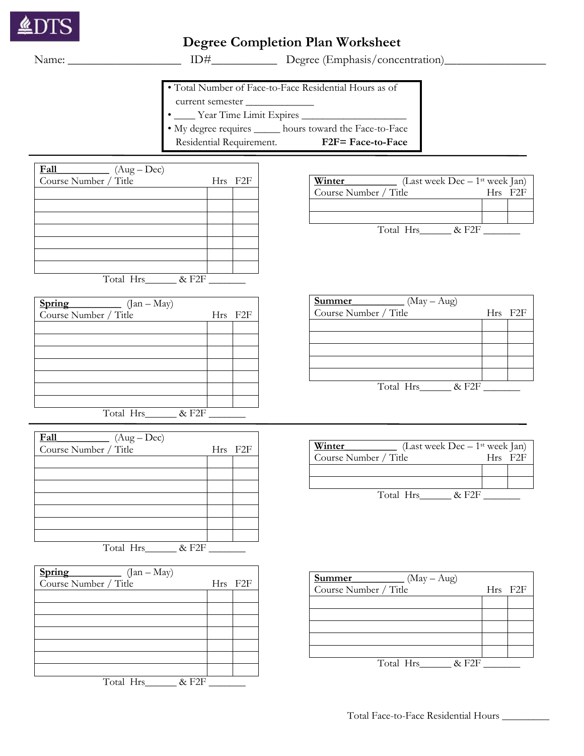DTS

# Degree Completion Plan Worksheet

Name: ___________________ ID#__________ Degree (Emphasis/concentration)________________

- Total Number of Face-to-Face Residential Hours as of current semester ____________
- ____ Year Time Limit Expires ___________________
- My degree requires _____ hours toward the Face-to-Face Residential Requirement. **F2F= Face-to-Face**

---

| **Fall**_________ (Aug – Dec) | | |
|---|---|---|
| Course Number / Title | Hrs | F2F |
| | | |
| | | |
| | | |
| | | |
| | | |
| | | |
| | | |

Total Hrs______ & F2F _______

| **Winter**_________ (Last week Dec – 1st week Jan) | | |
|---|---|---|
| Course Number / Title | Hrs | F2F |
| | | |
| | | |

Total Hrs______ & F2F _______

| **Spring**_________ (Jan – May) | | |
|---|---|---|
| Course Number / Title | Hrs | F2F |
| | | |
| | | |
| | | |
| | | |
| | | |
| | | |
| | | |

Total Hrs______ & F2F _______

| **Summer**_________ (May – Aug) | | |
|---|---|---|
| Course Number / Title | Hrs | F2F |
| | | |
| | | |
| | | |
| | | |
| | | |

Total Hrs______ & F2F _______

---

| **Fall**_________ (Aug – Dec) | | |
|---|---|---|
| Course Number / Title | Hrs | F2F |
| | | |
| | | |
| | | |
| | | |
| | | |
| | | |
| | | |

Total Hrs______ & F2F _______

| **Winter**_________ (Last week Dec – 1st week Jan) | | |
|---|---|---|
| Course Number / Title | Hrs | F2F |
| | | |
| | | |

Total Hrs______ & F2F _______

| **Spring**_________ (Jan – May) | | |
|---|---|---|
| Course Number / Title | Hrs | F2F |
| | | |
| | | |
| | | |
| | | |
| | | |
| | | |
| | | |

Total Hrs______ & F2F _______

| **Summer**_________ (May – Aug) | | |
|---|---|---|
| Course Number / Title | Hrs | F2F |
| | | |
| | | |
| | | |
| | | |
| | | |

Total Hrs______ & F2F _______

Total Face-to-Face Residential Hours _________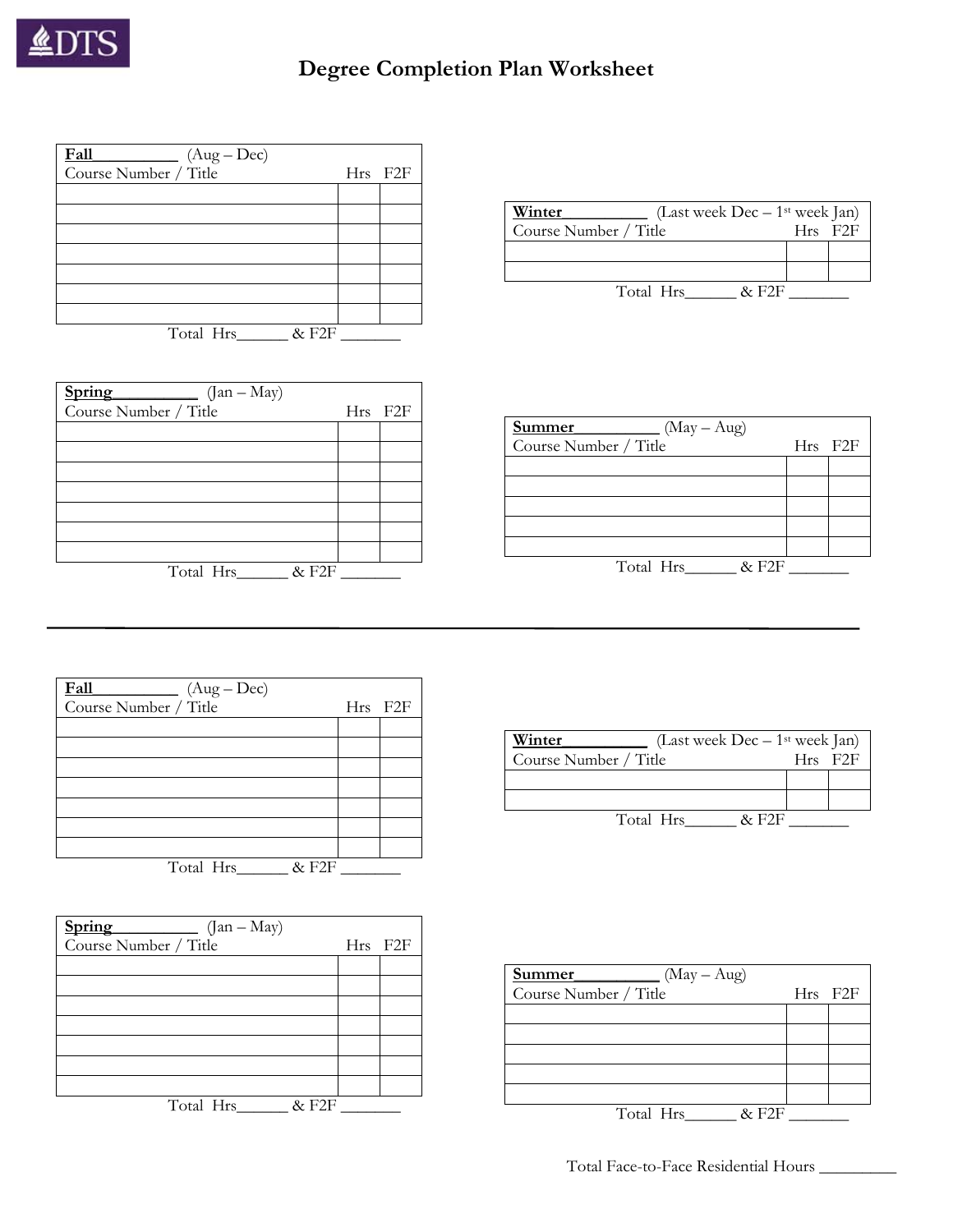# Degree Completion Plan Worksheet

| **Fall__________** (Aug – Dec) | | |
|---|---|---|
| Course Number / Title | Hrs | F2F |
| | | |
| | | |
| | | |
| | | |
| | | |
| | | |
| | | |

Total Hrs______ & F2F _______

| **Winter__________** (Last week Dec – 1st week Jan) | | |
|---|---|---|
| Course Number / Title | Hrs | F2F |
| | | |
| | | |

Total Hrs______ & F2F _______

| **Spring__________** (Jan – May) | | |
|---|---|---|
| Course Number / Title | Hrs | F2F |
| | | |
| | | |
| | | |
| | | |
| | | |
| | | |
| | | |

Total Hrs______ & F2F _______

| **Summer__________** (May – Aug) | | |
|---|---|---|
| Course Number / Title | Hrs | F2F |
| | | |
| | | |
| | | |
| | | |
| | | |

Total Hrs______ & F2F _______

---

| **Fall__________** (Aug – Dec) | | |
|---|---|---|
| Course Number / Title | Hrs | F2F |
| | | |
| | | |
| | | |
| | | |
| | | |
| | | |
| | | |

Total Hrs______ & F2F _______

| **Winter__________** (Last week Dec – 1st week Jan) | | |
|---|---|---|
| Course Number / Title | Hrs | F2F |
| | | |
| | | |

Total Hrs______ & F2F _______

| **Spring__________** (Jan – May) | | |
|---|---|---|
| Course Number / Title | Hrs | F2F |
| | | |
| | | |
| | | |
| | | |
| | | |
| | | |
| | | |

Total Hrs______ & F2F _______

| **Summer__________** (May – Aug) | | |
|---|---|---|
| Course Number / Title | Hrs | F2F |
| | | |
| | | |
| | | |
| | | |
| | | |

Total Hrs______ & F2F _______

Total Face-to-Face Residential Hours _________